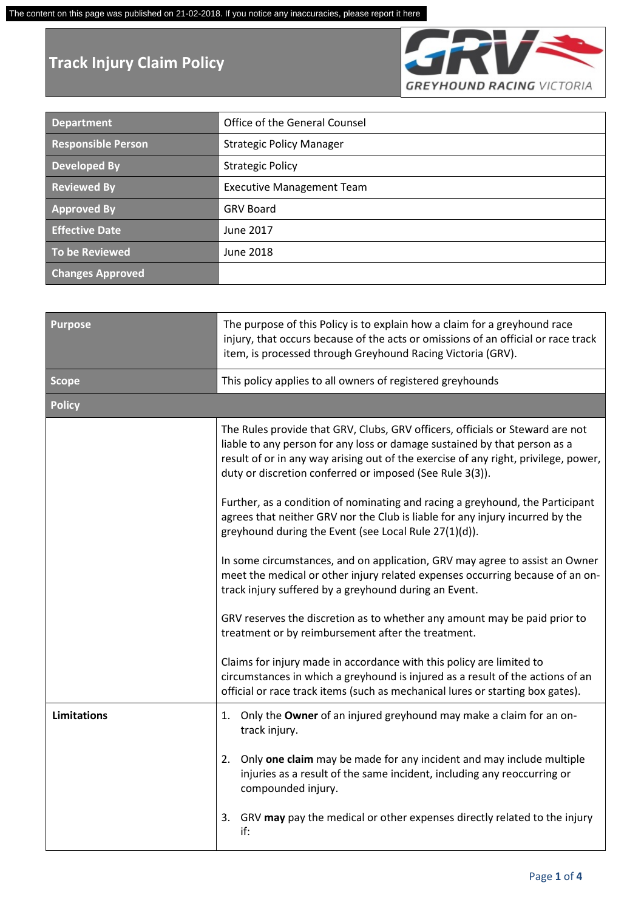The content on this page was published on 21-02-2018. If you notice any inaccuracies, please report it here

# Track Injury Claim Policy

GREYHOUND RACING VICTORIA

| | |
|---|---|
| **Department** | Office of the General Counsel |
| **Responsible Person** | Strategic Policy Manager |
| **Developed By** | Strategic Policy |
| **Reviewed By** | Executive Management Team |
| **Approved By** | GRV Board |
| **Effective Date** | June 2017 |
| **To be Reviewed** | June 2018 |
| **Changes Approved** | |

| | |
|---|---|
| **Purpose** | The purpose of this Policy is to explain how a claim for a greyhound race injury, that occurs because of the acts or omissions of an official or race track item, is processed through Greyhound Racing Victoria (GRV). |
| **Scope** | This policy applies to all owners of registered greyhounds |
| **Policy** | |
| | The Rules provide that GRV, Clubs, GRV officers, officials or Steward are not liable to any person for any loss or damage sustained by that person as a result of or in any way arising out of the exercise of any right, privilege, power, duty or discretion conferred or imposed (See Rule 3(3)).<br><br>Further, as a condition of nominating and racing a greyhound, the Participant agrees that neither GRV nor the Club is liable for any injury incurred by the greyhound during the Event (see Local Rule 27(1)(d)).<br><br>In some circumstances, and on application, GRV may agree to assist an Owner meet the medical or other injury related expenses occurring because of an on-track injury suffered by a greyhound during an Event.<br><br>GRV reserves the discretion as to whether any amount may be paid prior to treatment or by reimbursement after the treatment.<br><br>Claims for injury made in accordance with this policy are limited to circumstances in which a greyhound is injured as a result of the actions of an official or race track items (such as mechanical lures or starting box gates). |
| **Limitations** | 1. Only the **Owner** of an injured greyhound may make a claim for an on-track injury.<br><br>2. Only **one claim** may be made for any incident and may include multiple injuries as a result of the same incident, including any reoccurring or compounded injury.<br><br>3. GRV **may** pay the medical or other expenses directly related to the injury if: |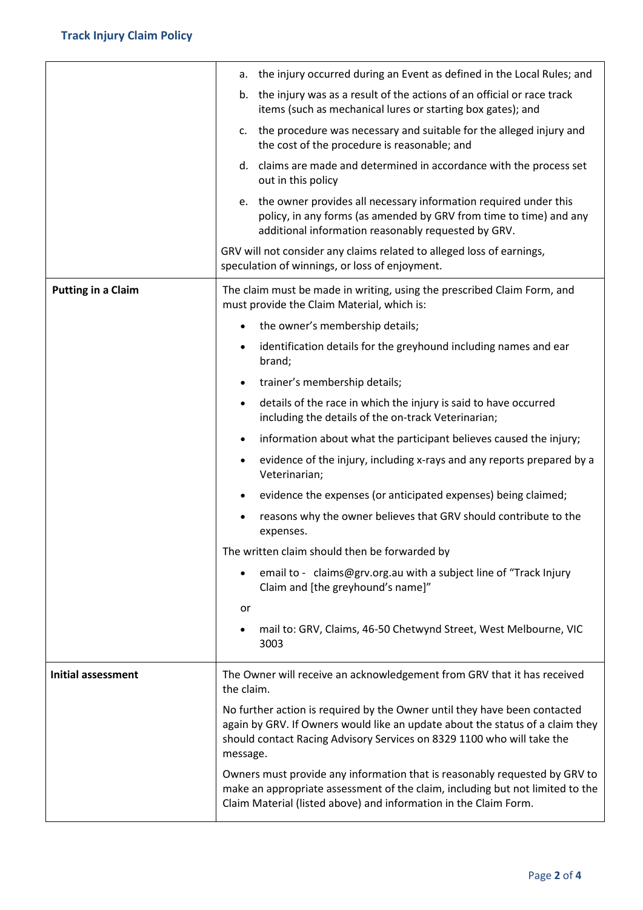| | |
|---|---|
| | a. the injury occurred during an Event as defined in the Local Rules; and<br>b. the injury was as a result of the actions of an official or race track items (such as mechanical lures or starting box gates); and<br>c. the procedure was necessary and suitable for the alleged injury and the cost of the procedure is reasonable; and<br>d. claims are made and determined in accordance with the process set out in this policy<br>e. the owner provides all necessary information required under this policy, in any forms (as amended by GRV from time to time) and any additional information reasonably requested by GRV.<br><br>GRV will not consider any claims related to alleged loss of earnings, speculation of winnings, or loss of enjoyment. |
| **Putting in a Claim** | The claim must be made in writing, using the prescribed Claim Form, and must provide the Claim Material, which is:<br><br>• the owner's membership details;<br>• identification details for the greyhound including names and ear brand;<br>• trainer's membership details;<br>• details of the race in which the injury is said to have occurred including the details of the on-track Veterinarian;<br>• information about what the participant believes caused the injury;<br>• evidence of the injury, including x-rays and any reports prepared by a Veterinarian;<br>• evidence the expenses (or anticipated expenses) being claimed;<br>• reasons why the owner believes that GRV should contribute to the expenses.<br><br>The written claim should then be forwarded by<br><br>• email to - claims@grv.org.au with a subject line of "Track Injury Claim and [the greyhound's name]"<br><br>or<br><br>• mail to: GRV, Claims, 46-50 Chetwynd Street, West Melbourne, VIC 3003 |
| **Initial assessment** | The Owner will receive an acknowledgement from GRV that it has received the claim.<br><br>No further action is required by the Owner until they have been contacted again by GRV. If Owners would like an update about the status of a claim they should contact Racing Advisory Services on 8329 1100 who will take the message.<br><br>Owners must provide any information that is reasonably requested by GRV to make an appropriate assessment of the claim, including but not limited to the Claim Material (listed above) and information in the Claim Form. |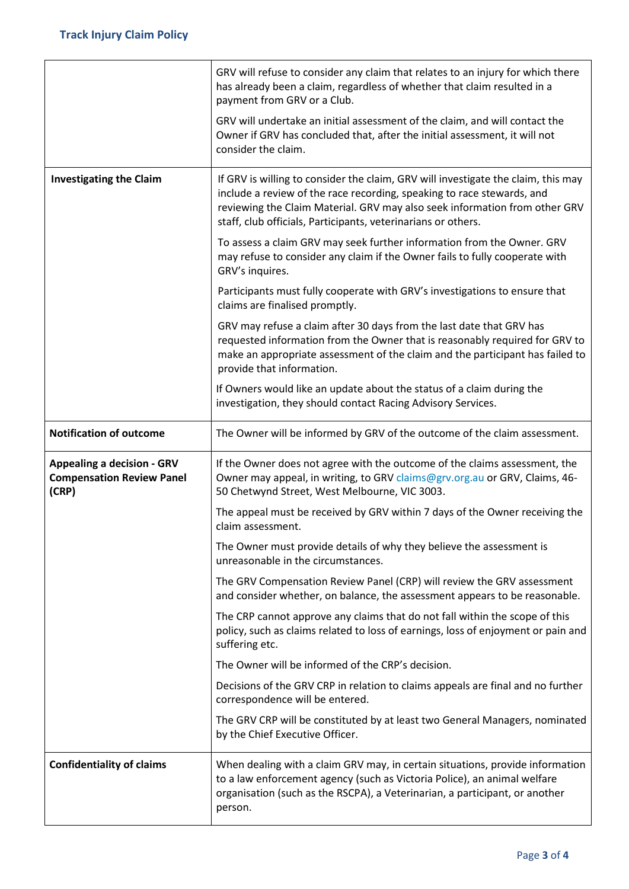| | |
|---|---|
| | GRV will refuse to consider any claim that relates to an injury for which there has already been a claim, regardless of whether that claim resulted in a payment from GRV or a Club.<br><br>GRV will undertake an initial assessment of the claim, and will contact the Owner if GRV has concluded that, after the initial assessment, it will not consider the claim. |
| **Investigating the Claim** | If GRV is willing to consider the claim, GRV will investigate the claim, this may include a review of the race recording, speaking to race stewards, and reviewing the Claim Material. GRV may also seek information from other GRV staff, club officials, Participants, veterinarians or others.<br><br>To assess a claim GRV may seek further information from the Owner. GRV may refuse to consider any claim if the Owner fails to fully cooperate with GRV's inquires.<br><br>Participants must fully cooperate with GRV's investigations to ensure that claims are finalised promptly.<br><br>GRV may refuse a claim after 30 days from the last date that GRV has requested information from the Owner that is reasonably required for GRV to make an appropriate assessment of the claim and the participant has failed to provide that information.<br><br>If Owners would like an update about the status of a claim during the investigation, they should contact Racing Advisory Services. |
| **Notification of outcome** | The Owner will be informed by GRV of the outcome of the claim assessment. |
| **Appealing a decision - GRV Compensation Review Panel (CRP)** | If the Owner does not agree with the outcome of the claims assessment, the Owner may appeal, in writing, to GRV claims@grv.org.au or GRV, Claims, 46-50 Chetwynd Street, West Melbourne, VIC 3003.<br><br>The appeal must be received by GRV within 7 days of the Owner receiving the claim assessment.<br><br>The Owner must provide details of why they believe the assessment is unreasonable in the circumstances.<br><br>The GRV Compensation Review Panel (CRP) will review the GRV assessment and consider whether, on balance, the assessment appears to be reasonable.<br><br>The CRP cannot approve any claims that do not fall within the scope of this policy, such as claims related to loss of earnings, loss of enjoyment or pain and suffering etc.<br><br>The Owner will be informed of the CRP's decision.<br><br>Decisions of the GRV CRP in relation to claims appeals are final and no further correspondence will be entered.<br><br>The GRV CRP will be constituted by at least two General Managers, nominated by the Chief Executive Officer. |
| **Confidentiality of claims** | When dealing with a claim GRV may, in certain situations, provide information to a law enforcement agency (such as Victoria Police), an animal welfare organisation (such as the RSCPA), a Veterinarian, a participant, or another person. |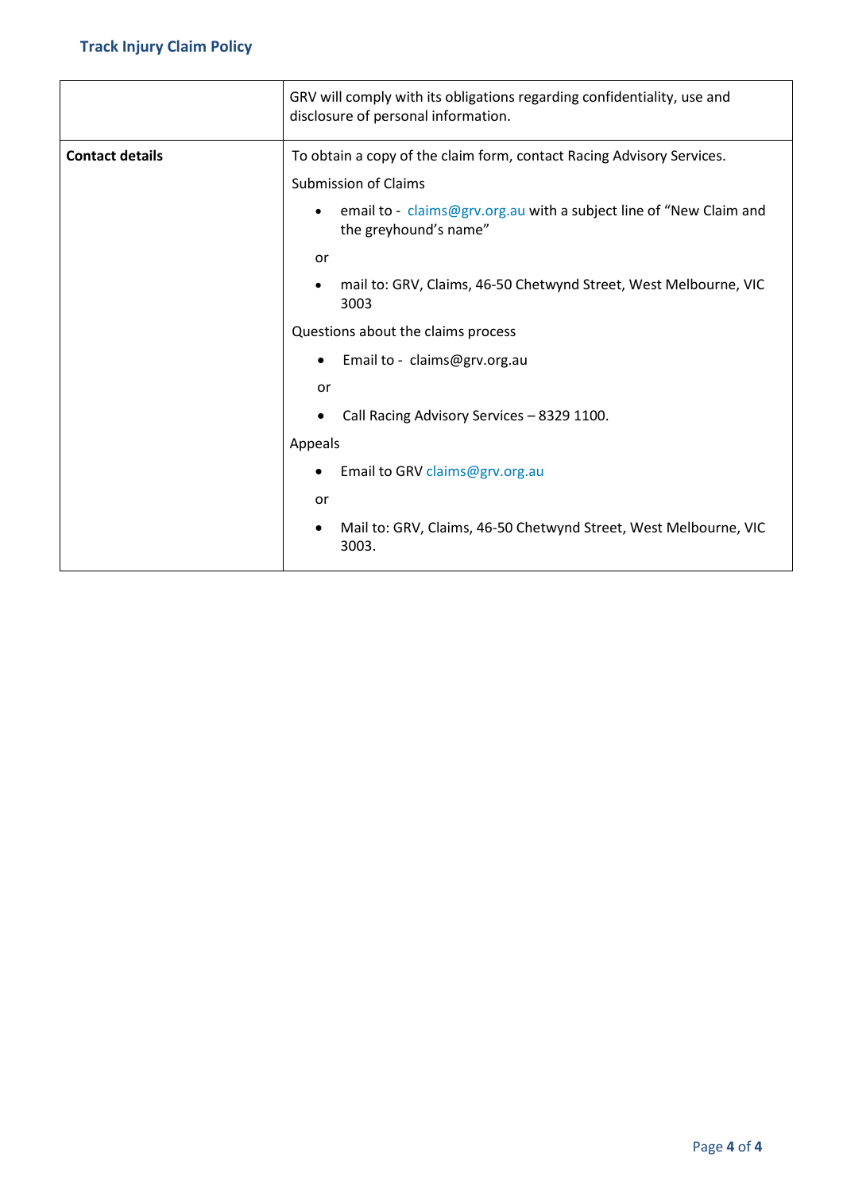| | |
|---|---|
| | GRV will comply with its obligations regarding confidentiality, use and disclosure of personal information. |
| **Contact details** | To obtain a copy of the claim form, contact Racing Advisory Services.<br>Submission of Claims<br>• email to - claims@grv.org.au with a subject line of "New Claim and the greyhound's name"<br>or<br>• mail to: GRV, Claims, 46-50 Chetwynd Street, West Melbourne, VIC 3003<br>Questions about the claims process<br>• Email to - claims@grv.org.au<br>or<br>• Call Racing Advisory Services – 8329 1100.<br>Appeals<br>• Email to GRV claims@grv.org.au<br>or<br>• Mail to: GRV, Claims, 46-50 Chetwynd Street, West Melbourne, VIC 3003. |